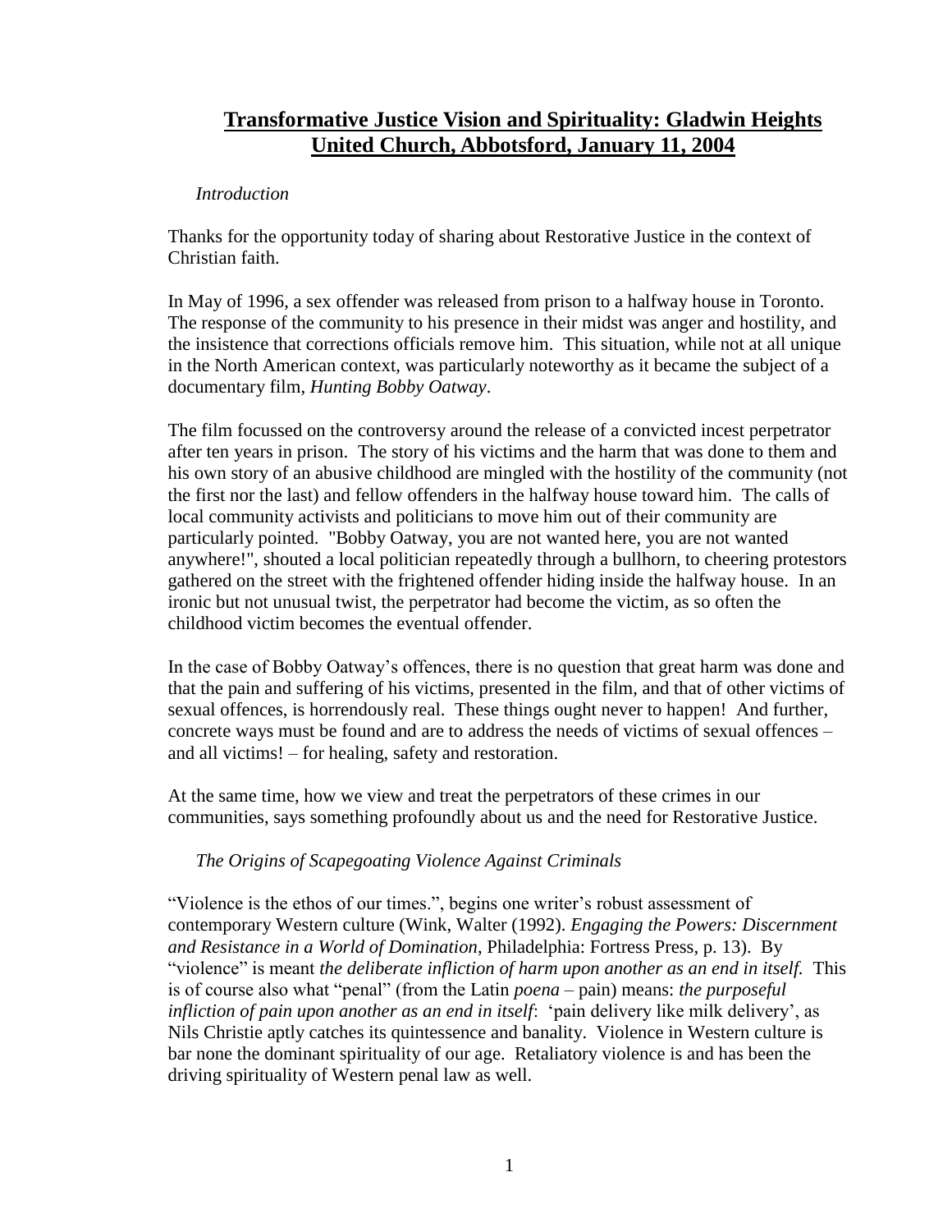# **Transformative Justice Vision and Spirituality: Gladwin Heights United Church, Abbotsford, January 11, 2004**

*Introduction*

Thanks for the opportunity today of sharing about Restorative Justice in the context of Christian faith.

In May of 1996, a sex offender was released from prison to a halfway house in Toronto. The response of the community to his presence in their midst was anger and hostility, and the insistence that corrections officials remove him. This situation, while not at all unique in the North American context, was particularly noteworthy as it became the subject of a documentary film, *Hunting Bobby Oatway*.

The film focussed on the controversy around the release of a convicted incest perpetrator after ten years in prison. The story of his victims and the harm that was done to them and his own story of an abusive childhood are mingled with the hostility of the community (not the first nor the last) and fellow offenders in the halfway house toward him. The calls of local community activists and politicians to move him out of their community are particularly pointed. "Bobby Oatway, you are not wanted here, you are not wanted anywhere!", shouted a local politician repeatedly through a bullhorn, to cheering protestors gathered on the street with the frightened offender hiding inside the halfway house. In an ironic but not unusual twist, the perpetrator had become the victim, as so often the childhood victim becomes the eventual offender.

In the case of Bobby Oatway's offences, there is no question that great harm was done and that the pain and suffering of his victims, presented in the film, and that of other victims of sexual offences, is horrendously real. These things ought never to happen! And further, concrete ways must be found and are to address the needs of victims of sexual offences – and all victims! – for healing, safety and restoration.

At the same time, how we view and treat the perpetrators of these crimes in our communities, says something profoundly about us and the need for Restorative Justice.

*The Origins of Scapegoating Violence Against Criminals*

"Violence is the ethos of our times.", begins one writer's robust assessment of contemporary Western culture (Wink, Walter (1992). *Engaging the Powers: Discernment and Resistance in a World of Domination*, Philadelphia: Fortress Press, p. 13). By "violence" is meant *the deliberate infliction of harm upon another as an end in itself.* This is of course also what "penal" (from the Latin *poena* – pain) means: *the purposeful infliction of pain upon another as an end in itself*: 'pain delivery like milk delivery', as Nils Christie aptly catches its quintessence and banality. Violence in Western culture is bar none the dominant spirituality of our age. Retaliatory violence is and has been the driving spirituality of Western penal law as well.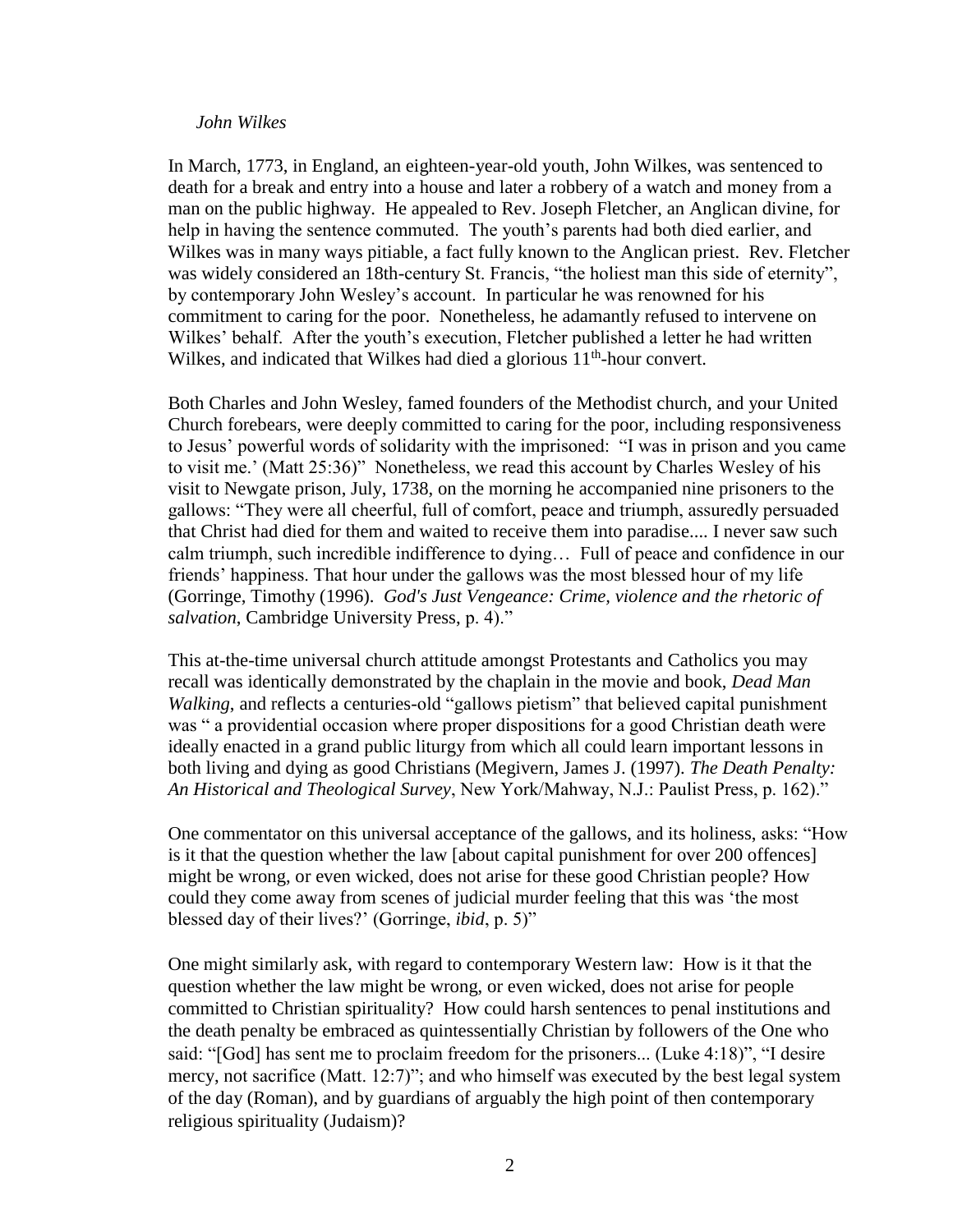*John Wilkes*

In March, 1773, in England, an eighteen-year-old youth, John Wilkes, was sentenced to death for a break and entry into a house and later a robbery of a watch and money from a man on the public highway. He appealed to Rev. Joseph Fletcher, an Anglican divine, for help in having the sentence commuted. The youth's parents had both died earlier, and Wilkes was in many ways pitiable, a fact fully known to the Anglican priest. Rev. Fletcher was widely considered an 18th-century St. Francis, "the holiest man this side of eternity", by contemporary John Wesley's account. In particular he was renowned for his commitment to caring for the poor. Nonetheless, he adamantly refused to intervene on Wilkes' behalf. After the youth's execution, Fletcher published a letter he had written Wilkes, and indicated that Wilkes had died a glorious 11th-hour convert.

Both Charles and John Wesley, famed founders of the Methodist church, and your United Church forebears, were deeply committed to caring for the poor, including responsiveness to Jesus' powerful words of solidarity with the imprisoned: "I was in prison and you came to visit me.' (Matt 25:36)" Nonetheless, we read this account by Charles Wesley of his visit to Newgate prison, July, 1738, on the morning he accompanied nine prisoners to the gallows: "They were all cheerful, full of comfort, peace and triumph, assuredly persuaded that Christ had died for them and waited to receive them into paradise.... I never saw such calm triumph, such incredible indifference to dying… Full of peace and confidence in our friends' happiness. That hour under the gallows was the most blessed hour of my life (Gorringe, Timothy (1996). *God's Just Vengeance: Crime, violence and the rhetoric of salvation*, Cambridge University Press, p. 4)."

This at-the-time universal church attitude amongst Protestants and Catholics you may recall was identically demonstrated by the chaplain in the movie and book, *Dead Man Walking*, and reflects a centuries-old "gallows pietism" that believed capital punishment was " a providential occasion where proper dispositions for a good Christian death were ideally enacted in a grand public liturgy from which all could learn important lessons in both living and dying as good Christians (Megivern, James J. (1997). *The Death Penalty: An Historical and Theological Survey*, New York/Mahway, N.J.: Paulist Press, p. 162)."

One commentator on this universal acceptance of the gallows, and its holiness, asks: "How is it that the question whether the law [about capital punishment for over 200 offences] might be wrong, or even wicked, does not arise for these good Christian people? How could they come away from scenes of judicial murder feeling that this was 'the most blessed day of their lives?' (Gorringe, *ibid*, p. 5)"

One might similarly ask, with regard to contemporary Western law: How is it that the question whether the law might be wrong, or even wicked, does not arise for people committed to Christian spirituality? How could harsh sentences to penal institutions and the death penalty be embraced as quintessentially Christian by followers of the One who said: "[God] has sent me to proclaim freedom for the prisoners... (Luke 4:18)", "I desire mercy, not sacrifice (Matt. 12:7)"; and who himself was executed by the best legal system of the day (Roman), and by guardians of arguably the high point of then contemporary religious spirituality (Judaism)?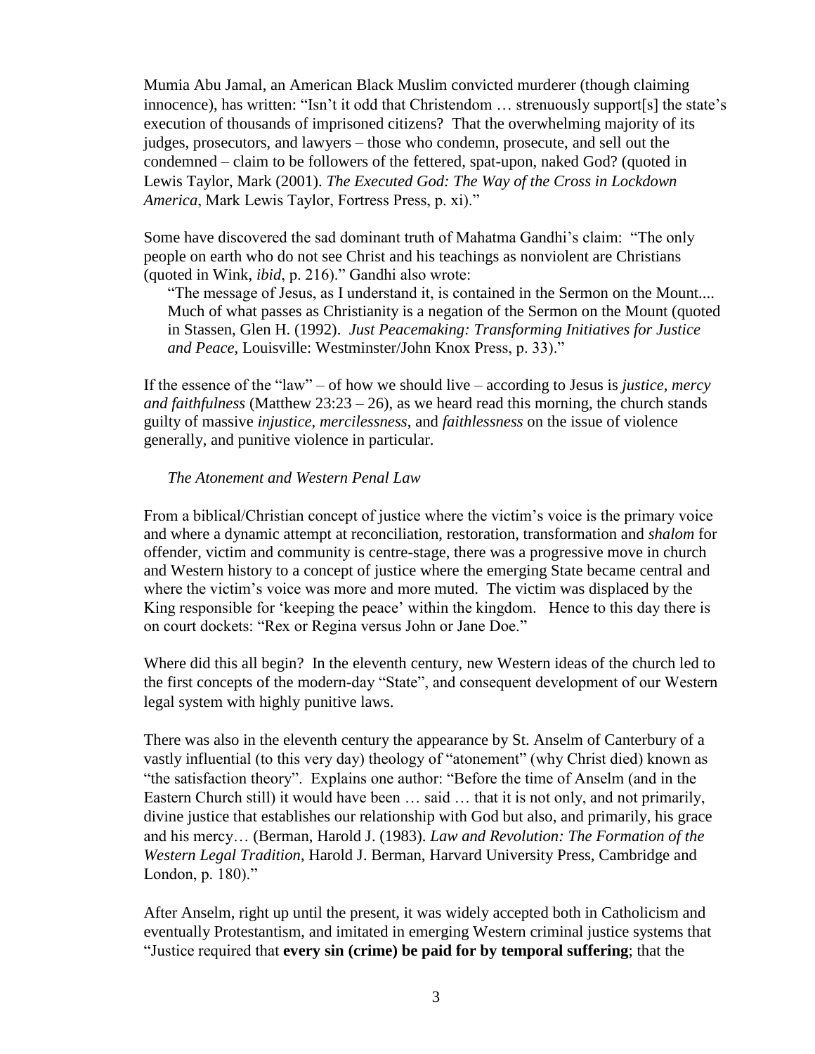Mumia Abu Jamal, an American Black Muslim convicted murderer (though claiming innocence), has written: "Isn't it odd that Christendom … strenuously support[s] the state's execution of thousands of imprisoned citizens? That the overwhelming majority of its judges, prosecutors, and lawyers – those who condemn, prosecute, and sell out the condemned – claim to be followers of the fettered, spat-upon, naked God? (quoted in Lewis Taylor, Mark (2001). *The Executed God: The Way of the Cross in Lockdown America*, Mark Lewis Taylor, Fortress Press, p. xi)."

Some have discovered the sad dominant truth of Mahatma Gandhi's claim: "The only people on earth who do not see Christ and his teachings as nonviolent are Christians (quoted in Wink, *ibid*, p. 216)." Gandhi also wrote:

> "The message of Jesus, as I understand it, is contained in the Sermon on the Mount.... Much of what passes as Christianity is a negation of the Sermon on the Mount (quoted in Stassen, Glen H. (1992). *Just Peacemaking: Transforming Initiatives for Justice and Peace*, Louisville: Westminster/John Knox Press, p. 33)."

If the essence of the "law" – of how we should live – according to Jesus is *justice, mercy and faithfulness* (Matthew 23:23 – 26), as we heard read this morning, the church stands guilty of massive *injustice*, *mercilessness*, and *faithlessness* on the issue of violence generally, and punitive violence in particular.

*The Atonement and Western Penal Law*

From a biblical/Christian concept of justice where the victim's voice is the primary voice and where a dynamic attempt at reconciliation, restoration, transformation and *shalom* for offender, victim and community is centre-stage, there was a progressive move in church and Western history to a concept of justice where the emerging State became central and where the victim's voice was more and more muted. The victim was displaced by the King responsible for 'keeping the peace' within the kingdom. Hence to this day there is on court dockets: "Rex or Regina versus John or Jane Doe."

Where did this all begin? In the eleventh century, new Western ideas of the church led to the first concepts of the modern-day "State", and consequent development of our Western legal system with highly punitive laws.

There was also in the eleventh century the appearance by St. Anselm of Canterbury of a vastly influential (to this very day) theology of "atonement" (why Christ died) known as "the satisfaction theory". Explains one author: "Before the time of Anselm (and in the Eastern Church still) it would have been … said … that it is not only, and not primarily, divine justice that establishes our relationship with God but also, and primarily, his grace and his mercy… (Berman, Harold J. (1983). *Law and Revolution: The Formation of the Western Legal Tradition*, Harold J. Berman, Harvard University Press, Cambridge and London, p. 180)."

After Anselm, right up until the present, it was widely accepted both in Catholicism and eventually Protestantism, and imitated in emerging Western criminal justice systems that "Justice required that **every sin (crime) be paid for by temporal suffering**; that the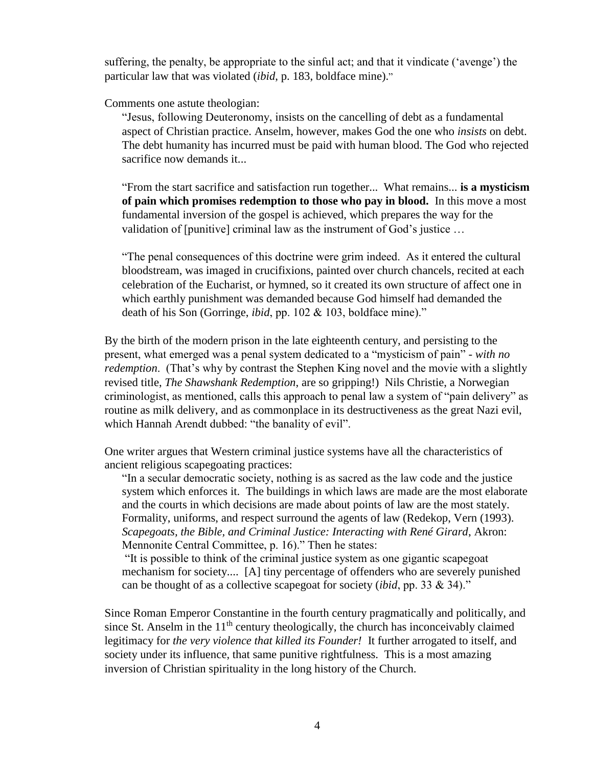suffering, the penalty, be appropriate to the sinful act; and that it vindicate ('avenge') the particular law that was violated (*ibid*, p. 183, boldface mine)."

Comments one astute theologian:

> "Jesus, following Deuteronomy, insists on the cancelling of debt as a fundamental aspect of Christian practice. Anselm, however, makes God the one who *insists* on debt. The debt humanity has incurred must be paid with human blood. The God who rejected sacrifice now demands it...
>
> "From the start sacrifice and satisfaction run together... What remains... **is a mysticism of pain which promises redemption to those who pay in blood.** In this move a most fundamental inversion of the gospel is achieved, which prepares the way for the validation of [punitive] criminal law as the instrument of God's justice …
>
> "The penal consequences of this doctrine were grim indeed. As it entered the cultural bloodstream, was imaged in crucifixions, painted over church chancels, recited at each celebration of the Eucharist, or hymned, so it created its own structure of affect one in which earthly punishment was demanded because God himself had demanded the death of his Son (Gorringe, *ibid*, pp. 102 & 103, boldface mine)."

By the birth of the modern prison in the late eighteenth century, and persisting to the present, what emerged was a penal system dedicated to a "mysticism of pain" - *with no redemption*. (That's why by contrast the Stephen King novel and the movie with a slightly revised title, *The Shawshank Redemption*, are so gripping!) Nils Christie, a Norwegian criminologist, as mentioned, calls this approach to penal law a system of "pain delivery" as routine as milk delivery, and as commonplace in its destructiveness as the great Nazi evil, which Hannah Arendt dubbed: "the banality of evil".

One writer argues that Western criminal justice systems have all the characteristics of ancient religious scapegoating practices:

> "In a secular democratic society, nothing is as sacred as the law code and the justice system which enforces it. The buildings in which laws are made are the most elaborate and the courts in which decisions are made about points of law are the most stately. Formality, uniforms, and respect surround the agents of law (Redekop, Vern (1993). *Scapegoats, the Bible, and Criminal Justice: Interacting with René Girard*, Akron: Mennonite Central Committee, p. 16)." Then he states:
>
> "It is possible to think of the criminal justice system as one gigantic scapegoat mechanism for society.... [A] tiny percentage of offenders who are severely punished can be thought of as a collective scapegoat for society (*ibid*, pp. 33 & 34)."

Since Roman Emperor Constantine in the fourth century pragmatically and politically, and since St. Anselm in the 11th century theologically, the church has inconceivably claimed legitimacy for *the very violence that killed its Founder!* It further arrogated to itself, and society under its influence, that same punitive rightfulness. This is a most amazing inversion of Christian spirituality in the long history of the Church.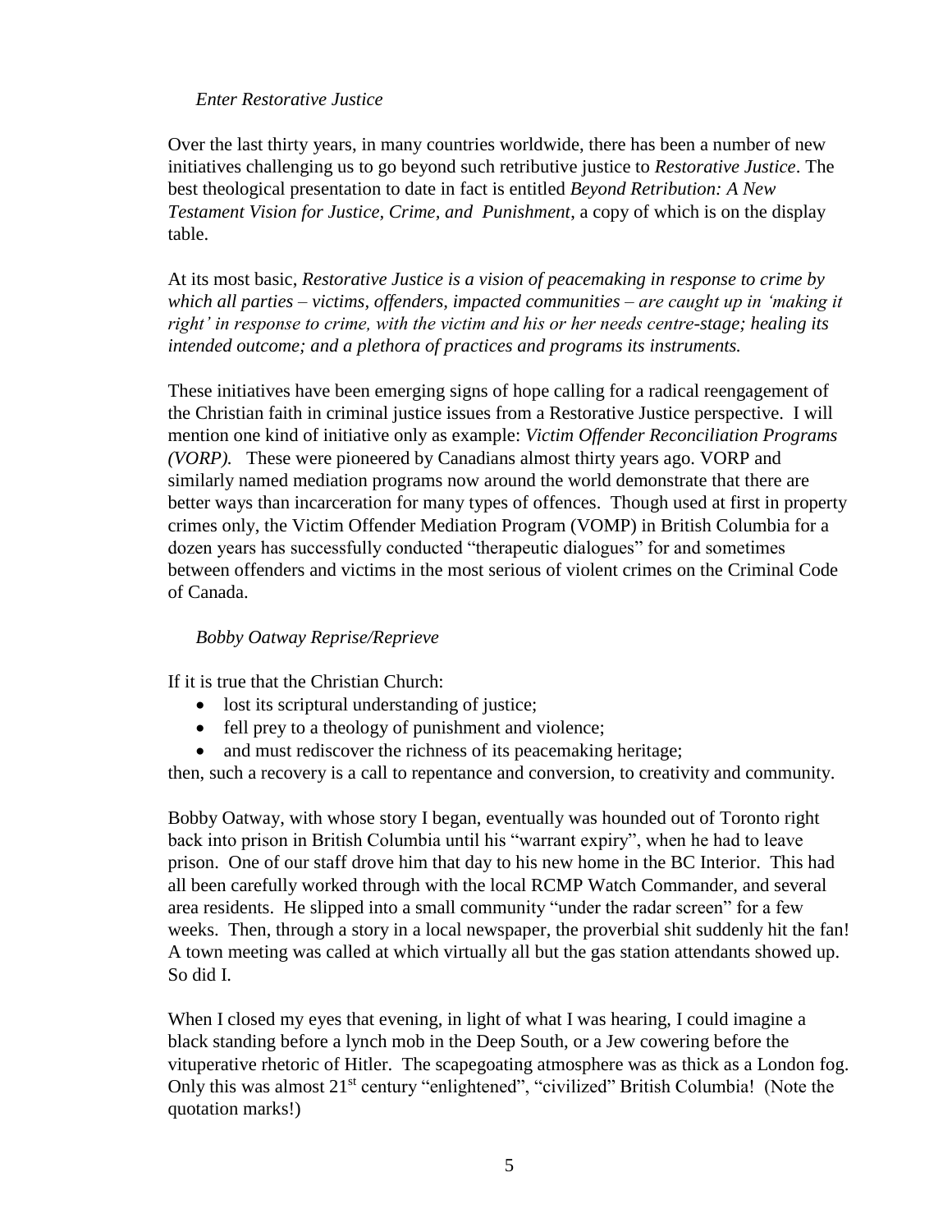*Enter Restorative Justice*

Over the last thirty years, in many countries worldwide, there has been a number of new initiatives challenging us to go beyond such retributive justice to *Restorative Justice*. The best theological presentation to date in fact is entitled *Beyond Retribution: A New Testament Vision for Justice, Crime, and Punishment*, a copy of which is on the display table.

At its most basic, *Restorative Justice is a vision of peacemaking in response to crime by which all parties – victims, offenders, impacted communities – are caught up in 'making it right' in response to crime, with the victim and his or her needs centre-stage; healing its intended outcome; and a plethora of practices and programs its instruments.*

These initiatives have been emerging signs of hope calling for a radical reengagement of the Christian faith in criminal justice issues from a Restorative Justice perspective. I will mention one kind of initiative only as example: *Victim Offender Reconciliation Programs (VORP).* These were pioneered by Canadians almost thirty years ago. VORP and similarly named mediation programs now around the world demonstrate that there are better ways than incarceration for many types of offences. Though used at first in property crimes only, the Victim Offender Mediation Program (VOMP) in British Columbia for a dozen years has successfully conducted "therapeutic dialogues" for and sometimes between offenders and victims in the most serious of violent crimes on the Criminal Code of Canada.

*Bobby Oatway Reprise/Reprieve*

If it is true that the Christian Church:

- lost its scriptural understanding of justice;
- fell prey to a theology of punishment and violence;
- and must rediscover the richness of its peacemaking heritage;

then, such a recovery is a call to repentance and conversion, to creativity and community.

Bobby Oatway, with whose story I began, eventually was hounded out of Toronto right back into prison in British Columbia until his "warrant expiry", when he had to leave prison. One of our staff drove him that day to his new home in the BC Interior. This had all been carefully worked through with the local RCMP Watch Commander, and several area residents. He slipped into a small community "under the radar screen" for a few weeks. Then, through a story in a local newspaper, the proverbial shit suddenly hit the fan! A town meeting was called at which virtually all but the gas station attendants showed up. So did I.

When I closed my eyes that evening, in light of what I was hearing, I could imagine a black standing before a lynch mob in the Deep South, or a Jew cowering before the vituperative rhetoric of Hitler. The scapegoating atmosphere was as thick as a London fog. Only this was almost 21st century "enlightened", "civilized" British Columbia! (Note the quotation marks!)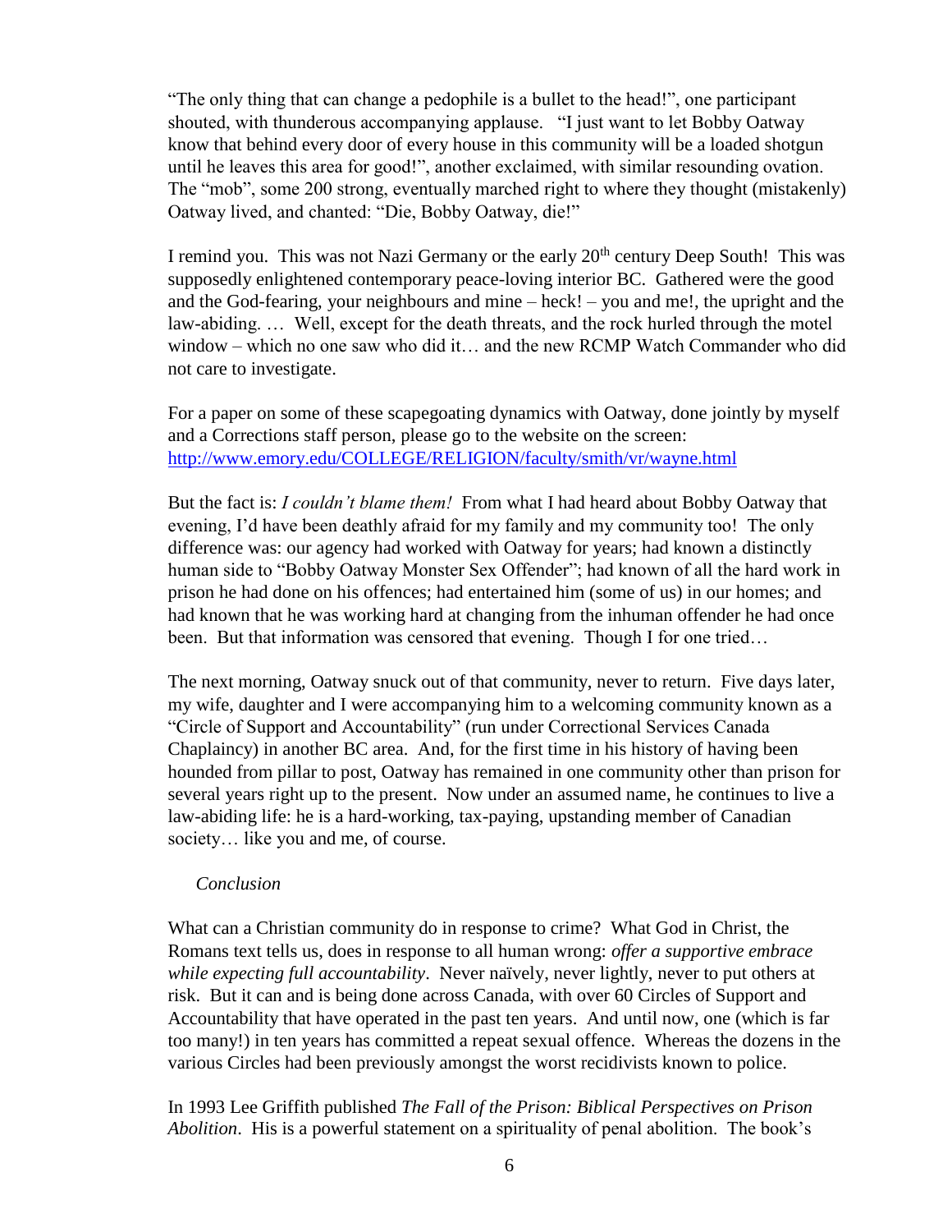"The only thing that can change a pedophile is a bullet to the head!", one participant shouted, with thunderous accompanying applause. "I just want to let Bobby Oatway know that behind every door of every house in this community will be a loaded shotgun until he leaves this area for good!", another exclaimed, with similar resounding ovation. The "mob", some 200 strong, eventually marched right to where they thought (mistakenly) Oatway lived, and chanted: "Die, Bobby Oatway, die!"

I remind you. This was not Nazi Germany or the early 20th century Deep South! This was supposedly enlightened contemporary peace-loving interior BC. Gathered were the good and the God-fearing, your neighbours and mine – heck! – you and me!, the upright and the law-abiding. … Well, except for the death threats, and the rock hurled through the motel window – which no one saw who did it… and the new RCMP Watch Commander who did not care to investigate.

For a paper on some of these scapegoating dynamics with Oatway, done jointly by myself and a Corrections staff person, please go to the website on the screen: http://www.emory.edu/COLLEGE/RELIGION/faculty/smith/vr/wayne.html

But the fact is: *I couldn't blame them!* From what I had heard about Bobby Oatway that evening, I'd have been deathly afraid for my family and my community too! The only difference was: our agency had worked with Oatway for years; had known a distinctly human side to "Bobby Oatway Monster Sex Offender"; had known of all the hard work in prison he had done on his offences; had entertained him (some of us) in our homes; and had known that he was working hard at changing from the inhuman offender he had once been. But that information was censored that evening. Though I for one tried…

The next morning, Oatway snuck out of that community, never to return. Five days later, my wife, daughter and I were accompanying him to a welcoming community known as a "Circle of Support and Accountability" (run under Correctional Services Canada Chaplaincy) in another BC area. And, for the first time in his history of having been hounded from pillar to post, Oatway has remained in one community other than prison for several years right up to the present. Now under an assumed name, he continues to live a law-abiding life: he is a hard-working, tax-paying, upstanding member of Canadian society… like you and me, of course.

*Conclusion*

What can a Christian community do in response to crime? What God in Christ, the Romans text tells us, does in response to all human wrong: *offer a supportive embrace while expecting full accountability*. Never naïvely, never lightly, never to put others at risk. But it can and is being done across Canada, with over 60 Circles of Support and Accountability that have operated in the past ten years. And until now, one (which is far too many!) in ten years has committed a repeat sexual offence. Whereas the dozens in the various Circles had been previously amongst the worst recidivists known to police.

In 1993 Lee Griffith published *The Fall of the Prison: Biblical Perspectives on Prison Abolition*. His is a powerful statement on a spirituality of penal abolition. The book's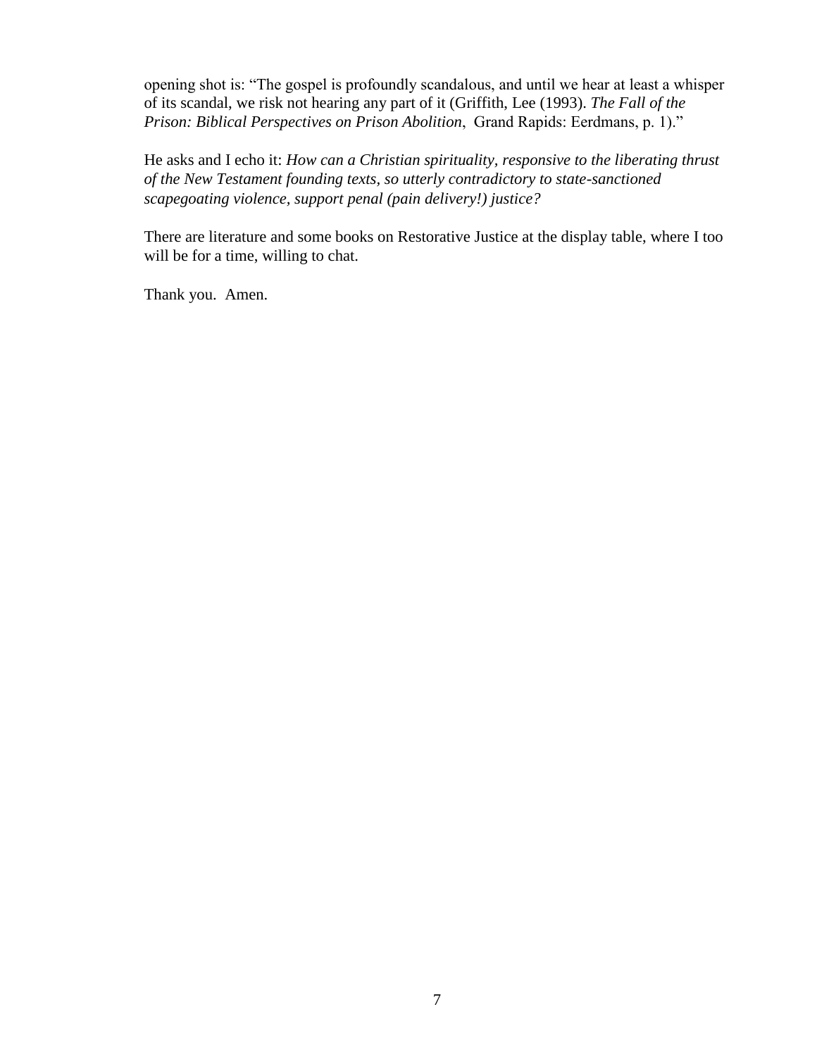opening shot is: "The gospel is profoundly scandalous, and until we hear at least a whisper of its scandal, we risk not hearing any part of it (Griffith, Lee (1993). *The Fall of the Prison: Biblical Perspectives on Prison Abolition*, Grand Rapids: Eerdmans, p. 1)."

He asks and I echo it: *How can a Christian spirituality, responsive to the liberating thrust of the New Testament founding texts, so utterly contradictory to state-sanctioned scapegoating violence, support penal (pain delivery!) justice?*

There are literature and some books on Restorative Justice at the display table, where I too will be for a time, willing to chat.

Thank you. Amen.